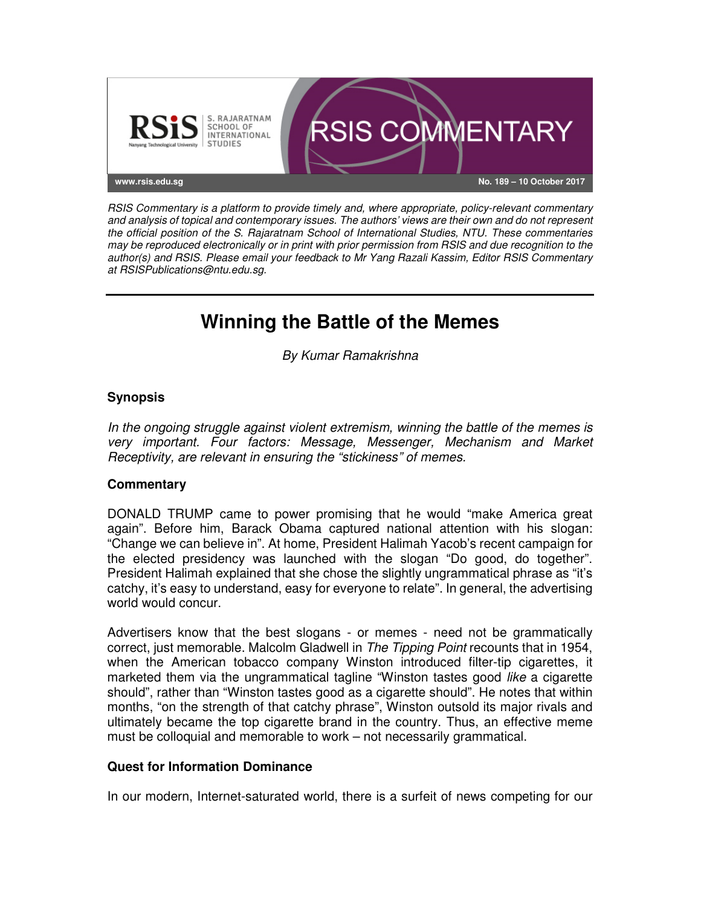RSIS COMMENTARY

www.rsis.edu.sg

No. 189 – 10 October 2017

*RSIS Commentary is a platform to provide timely and, where appropriate, policy-relevant commentary and analysis of topical and contemporary issues. The authors' views are their own and do not represent the official position of the S. Rajaratnam School of International Studies, NTU. These commentaries may be reproduced electronically or in print with prior permission from RSIS and due recognition to the author(s) and RSIS. Please email your feedback to Mr Yang Razali Kassim, Editor RSIS Commentary at RSISPublications@ntu.edu.sg.*

---

# Winning the Battle of the Memes

*By Kumar Ramakrishna*

### Synopsis

*In the ongoing struggle against violent extremism, winning the battle of the memes is very important. Four factors: Message, Messenger, Mechanism and Market Receptivity, are relevant in ensuring the "stickiness" of memes.*

### Commentary

DONALD TRUMP came to power promising that he would "make America great again". Before him, Barack Obama captured national attention with his slogan: "Change we can believe in". At home, President Halimah Yacob's recent campaign for the elected presidency was launched with the slogan "Do good, do together". President Halimah explained that she chose the slightly ungrammatical phrase as "it's catchy, it's easy to understand, easy for everyone to relate". In general, the advertising world would concur.

Advertisers know that the best slogans - or memes - need not be grammatically correct, just memorable. Malcolm Gladwell in *The Tipping Point* recounts that in 1954, when the American tobacco company Winston introduced filter-tip cigarettes, it marketed them via the ungrammatical tagline "Winston tastes good *like* a cigarette should", rather than "Winston tastes good as a cigarette should". He notes that within months, "on the strength of that catchy phrase", Winston outsold its major rivals and ultimately became the top cigarette brand in the country. Thus, an effective meme must be colloquial and memorable to work – not necessarily grammatical.

### Quest for Information Dominance

In our modern, Internet-saturated world, there is a surfeit of news competing for our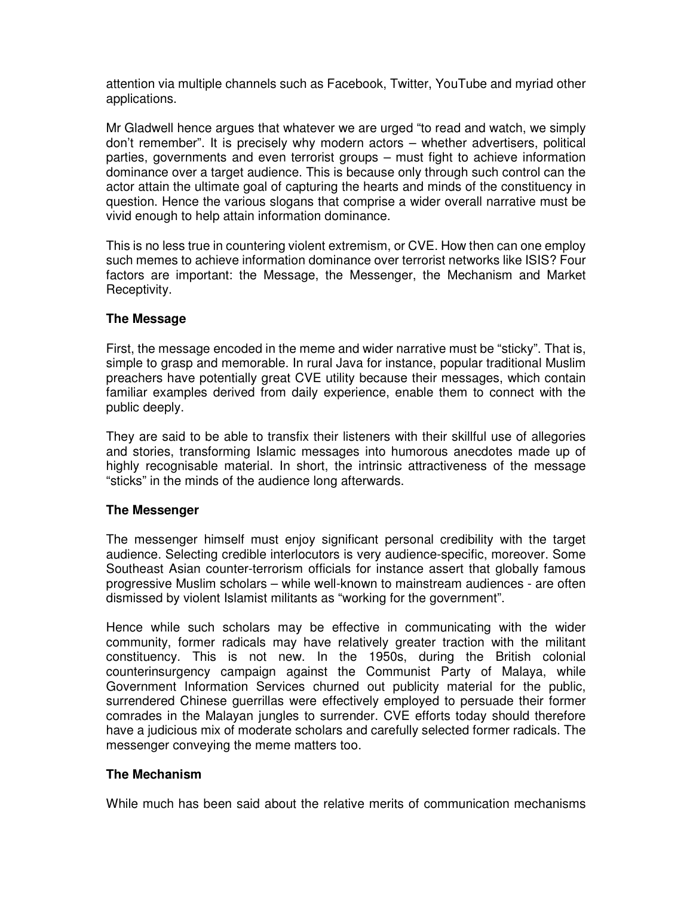attention via multiple channels such as Facebook, Twitter, YouTube and myriad other applications.

Mr Gladwell hence argues that whatever we are urged "to read and watch, we simply don't remember". It is precisely why modern actors – whether advertisers, political parties, governments and even terrorist groups – must fight to achieve information dominance over a target audience. This is because only through such control can the actor attain the ultimate goal of capturing the hearts and minds of the constituency in question. Hence the various slogans that comprise a wider overall narrative must be vivid enough to help attain information dominance.

This is no less true in countering violent extremism, or CVE. How then can one employ such memes to achieve information dominance over terrorist networks like ISIS? Four factors are important: the Message, the Messenger, the Mechanism and Market Receptivity.

### The Message

First, the message encoded in the meme and wider narrative must be "sticky". That is, simple to grasp and memorable. In rural Java for instance, popular traditional Muslim preachers have potentially great CVE utility because their messages, which contain familiar examples derived from daily experience, enable them to connect with the public deeply.

They are said to be able to transfix their listeners with their skillful use of allegories and stories, transforming Islamic messages into humorous anecdotes made up of highly recognisable material. In short, the intrinsic attractiveness of the message "sticks" in the minds of the audience long afterwards.

### The Messenger

The messenger himself must enjoy significant personal credibility with the target audience. Selecting credible interlocutors is very audience-specific, moreover. Some Southeast Asian counter-terrorism officials for instance assert that globally famous progressive Muslim scholars – while well-known to mainstream audiences - are often dismissed by violent Islamist militants as "working for the government".

Hence while such scholars may be effective in communicating with the wider community, former radicals may have relatively greater traction with the militant constituency. This is not new. In the 1950s, during the British colonial counterinsurgency campaign against the Communist Party of Malaya, while Government Information Services churned out publicity material for the public, surrendered Chinese guerrillas were effectively employed to persuade their former comrades in the Malayan jungles to surrender. CVE efforts today should therefore have a judicious mix of moderate scholars and carefully selected former radicals. The messenger conveying the meme matters too.

### The Mechanism

While much has been said about the relative merits of communication mechanisms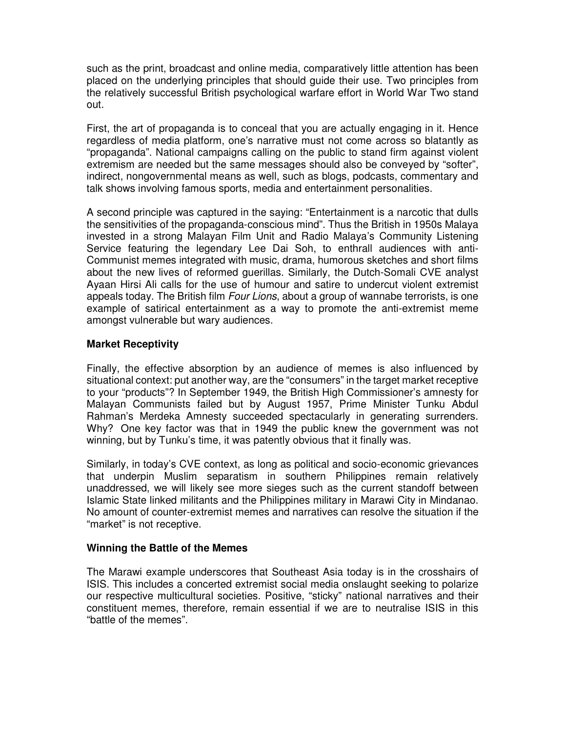such as the print, broadcast and online media, comparatively little attention has been placed on the underlying principles that should guide their use. Two principles from the relatively successful British psychological warfare effort in World War Two stand out.

First, the art of propaganda is to conceal that you are actually engaging in it. Hence regardless of media platform, one's narrative must not come across so blatantly as "propaganda". National campaigns calling on the public to stand firm against violent extremism are needed but the same messages should also be conveyed by "softer", indirect, nongovernmental means as well, such as blogs, podcasts, commentary and talk shows involving famous sports, media and entertainment personalities.

A second principle was captured in the saying: "Entertainment is a narcotic that dulls the sensitivities of the propaganda-conscious mind". Thus the British in 1950s Malaya invested in a strong Malayan Film Unit and Radio Malaya's Community Listening Service featuring the legendary Lee Dai Soh, to enthrall audiences with anti-Communist memes integrated with music, drama, humorous sketches and short films about the new lives of reformed guerillas. Similarly, the Dutch-Somali CVE analyst Ayaan Hirsi Ali calls for the use of humour and satire to undercut violent extremist appeals today. The British film *Four Lions*, about a group of wannabe terrorists, is one example of satirical entertainment as a way to promote the anti-extremist meme amongst vulnerable but wary audiences.

**Market Receptivity**

Finally, the effective absorption by an audience of memes is also influenced by situational context: put another way, are the "consumers" in the target market receptive to your "products"? In September 1949, the British High Commissioner's amnesty for Malayan Communists failed but by August 1957, Prime Minister Tunku Abdul Rahman's Merdeka Amnesty succeeded spectacularly in generating surrenders. Why? One key factor was that in 1949 the public knew the government was not winning, but by Tunku's time, it was patently obvious that it finally was.

Similarly, in today's CVE context, as long as political and socio-economic grievances that underpin Muslim separatism in southern Philippines remain relatively unaddressed, we will likely see more sieges such as the current standoff between Islamic State linked militants and the Philippines military in Marawi City in Mindanao. No amount of counter-extremist memes and narratives can resolve the situation if the "market" is not receptive.

**Winning the Battle of the Memes**

The Marawi example underscores that Southeast Asia today is in the crosshairs of ISIS. This includes a concerted extremist social media onslaught seeking to polarize our respective multicultural societies. Positive, "sticky" national narratives and their constituent memes, therefore, remain essential if we are to neutralise ISIS in this "battle of the memes".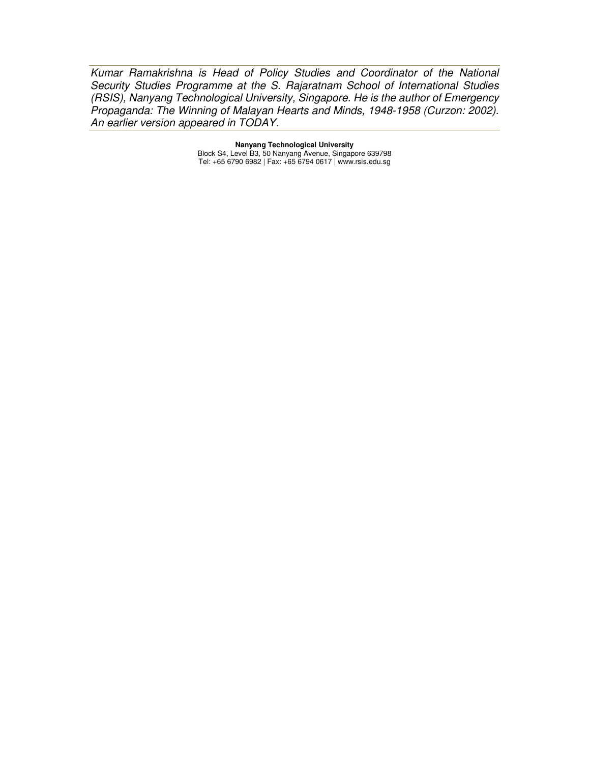*Kumar Ramakrishna is Head of Policy Studies and Coordinator of the National Security Studies Programme at the S. Rajaratnam School of International Studies (RSIS), Nanyang Technological University, Singapore. He is the author of Emergency Propaganda: The Winning of Malayan Hearts and Minds, 1948-1958 (Curzon: 2002). An earlier version appeared in TODAY.*

**Nanyang Technological University**
Block S4, Level B3, 50 Nanyang Avenue, Singapore 639798
Tel: +65 6790 6982 | Fax: +65 6794 0617 | www.rsis.edu.sg